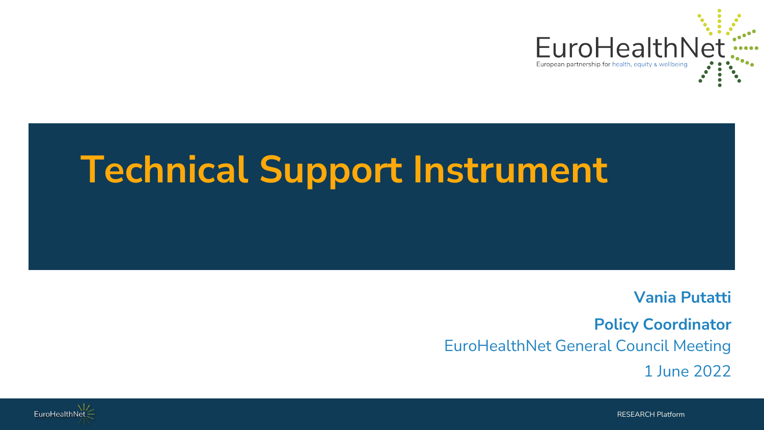# Technical Support Instrument

**Vania Putatti**

**Policy Coordinator**

EuroHealthNet General Council Meeting

1 June 2022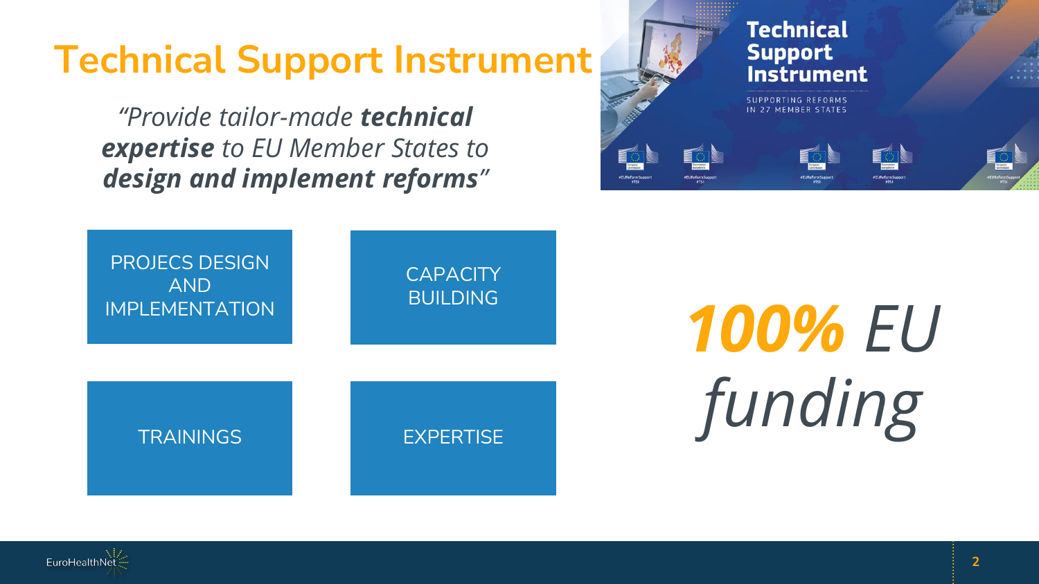# Technical Support Instrument

*"Provide tailor-made **technical expertise** to EU Member States to **design and implement reforms**"*

- PROJECS DESIGN AND IMPLEMENTATION
- CAPACITY BUILDING
- TRAININGS
- EXPERTISE

***100%** EU funding*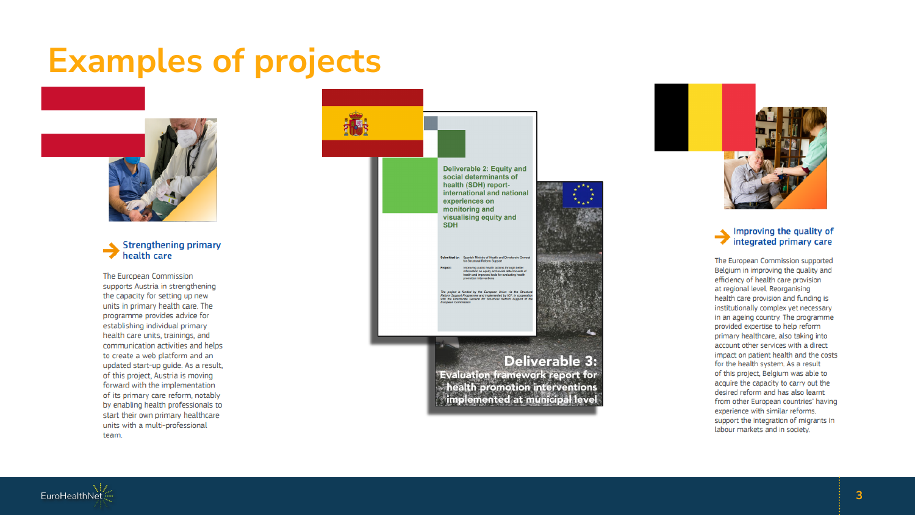# Examples of projects

## Strengthening primary health care

The European Commission supports Austria in strengthening the capacity for setting up new units in primary health care. The programme provides advice for establishing individual primary health care units, trainings, and communication activities and helps to create a web platform and an updated start-up guide. As a result, of this project, Austria is moving forward with the implementation of its primary care reform, notably by enabling health professionals to start their own primary healthcare units with a multi-professional team.

Deliverable 2: Equity and social determinants of health (SDH) report- international and national experiences on monitoring and visualising equity and SDH

Deliverable 3: Evaluation framework report for health promotion interventions implemented at municipal level

## Improving the quality of integrated primary care

The European Commission supported Belgium in improving the quality and efficiency of health care provision at regional level. Reorganising health care provision and funding is institutionally complex yet necessary in an ageing country. The programme provided expertise to help reform primary healthcare, also taking into account other services with a direct impact on patient health and the costs for the health system. As a result of this project, Belgium was able to acquire the capacity to carry out the desired reform and has also learnt from other European countries' having experience with similar reforms. support the integration of migrants in labour markets and in society.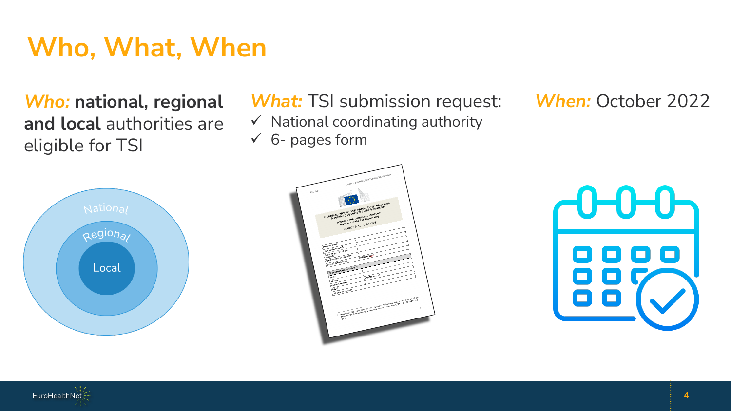# Who, What, When

***Who:*** **national, regional and local** authorities are eligible for TSI

National

Regional

Local

***What:*** TSI submission request:

- ✓ National coordinating authority
- ✓ 6- pages form

***When:*** October 2022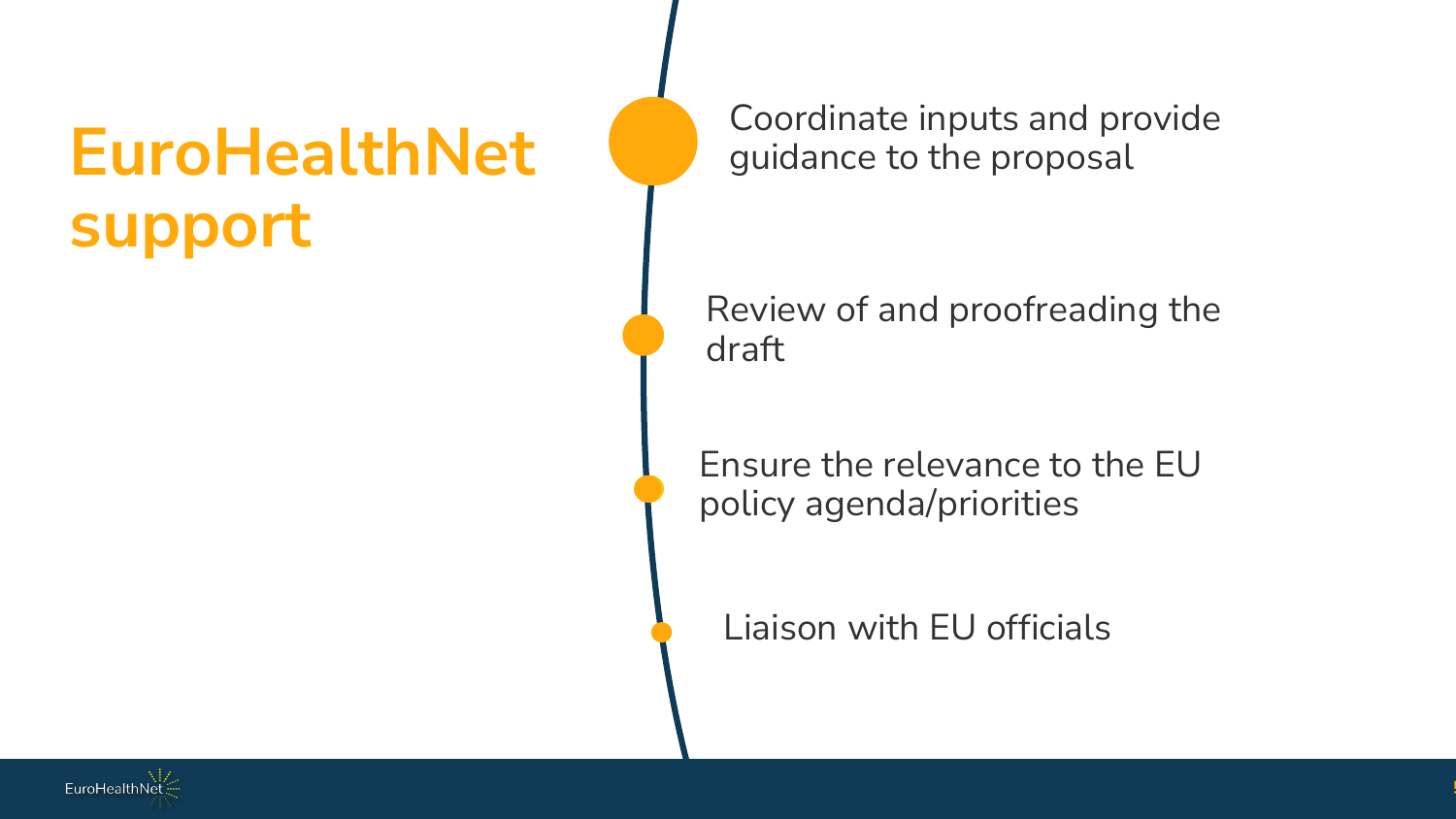# EuroHealthNet support

- Coordinate inputs and provide guidance to the proposal
- Review of and proofreading the draft
- Ensure the relevance to the EU policy agenda/priorities
- Liaison with EU officials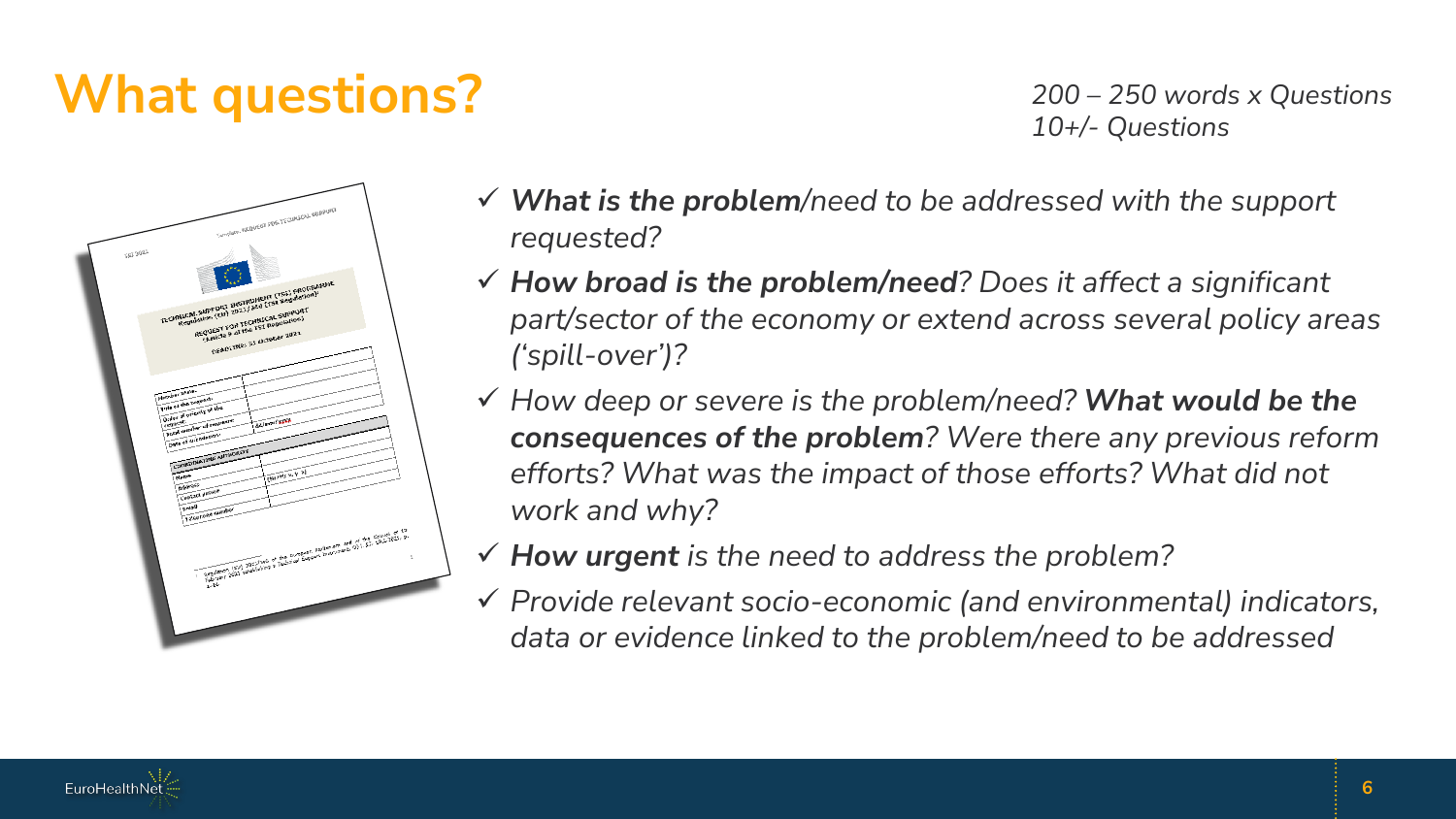# What questions?

*200 – 250 words x Questions*
*10+/- Questions*

- ✓ ***What is the problem****/need to be addressed with the support requested?*
- ✓ ***How broad is the problem/need****? Does it affect a significant part/sector of the economy or extend across several policy areas ('spill-over')?*
- ✓ *How deep or severe is the problem/need?* ***What would be the consequences of the problem****? Were there any previous reform efforts? What was the impact of those efforts? What did not work and why?*
- ✓ ***How urgent*** *is the need to address the problem?*
- ✓ *Provide relevant socio-economic (and environmental) indicators, data or evidence linked to the problem/need to be addressed*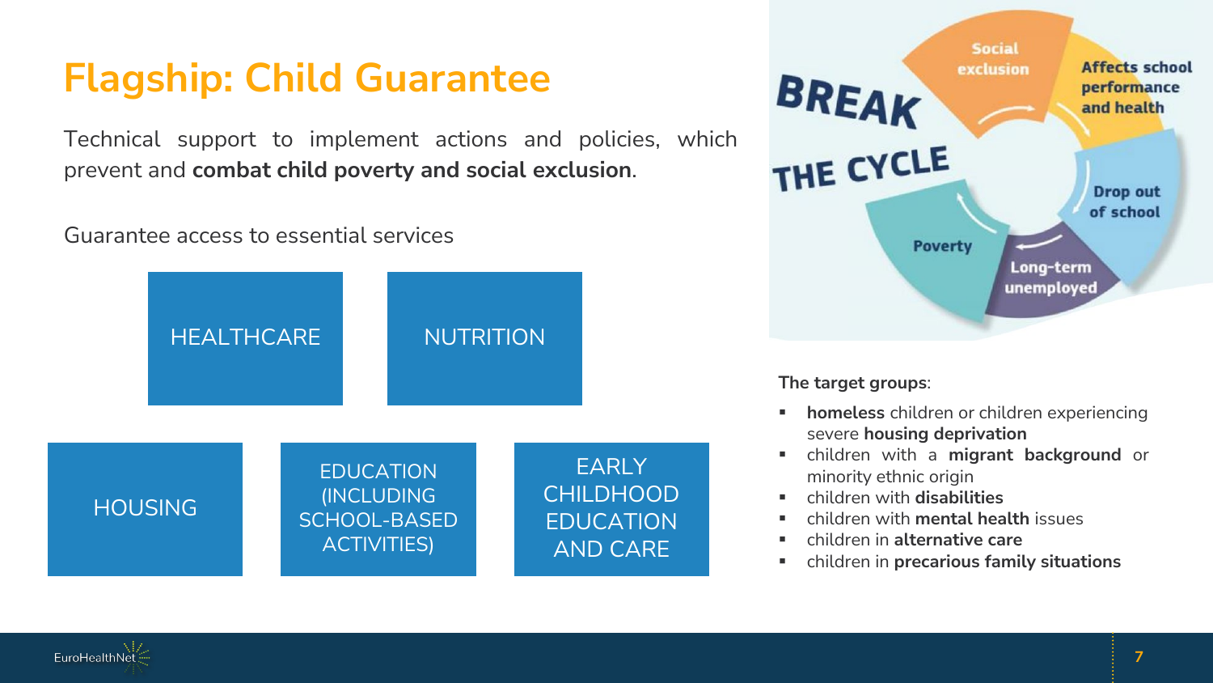# Flagship: Child Guarantee

Technical support to implement actions and policies, which prevent and **combat child poverty and social exclusion**.

Guarantee access to essential services

- HEALTHCARE
- NUTRITION
- HOUSING
- EDUCATION (INCLUDING SCHOOL-BASED ACTIVITIES)
- EARLY CHILDHOOD EDUCATION AND CARE

BREAK THE CYCLE

Social exclusion → Affects school performance and health → Drop out of school → Long-term unemployed → Poverty

**The target groups**:

- **homeless** children or children experiencing severe **housing deprivation**
- children with a **migrant background** or minority ethnic origin
- children with **disabilities**
- children with **mental health** issues
- children in **alternative care**
- children in **precarious family situations**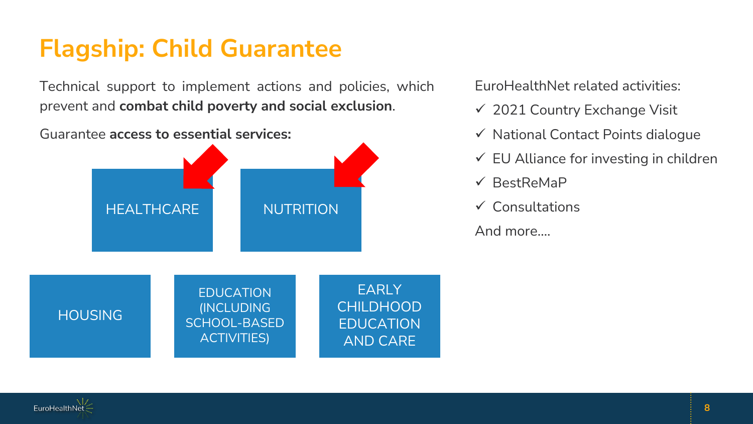# Flagship: Child Guarantee

Technical support to implement actions and policies, which prevent and **combat child poverty and social exclusion**.

Guarantee **access to essential services:**

- HEALTHCARE
- NUTRITION
- HOUSING
- EDUCATION (INCLUDING SCHOOL-BASED ACTIVITIES)
- EARLY CHILDHOOD EDUCATION AND CARE

EuroHealthNet related activities:

- ✓ 2021 Country Exchange Visit
- ✓ National Contact Points dialogue
- ✓ EU Alliance for investing in children
- ✓ BestReMaP
- ✓ Consultations

And more….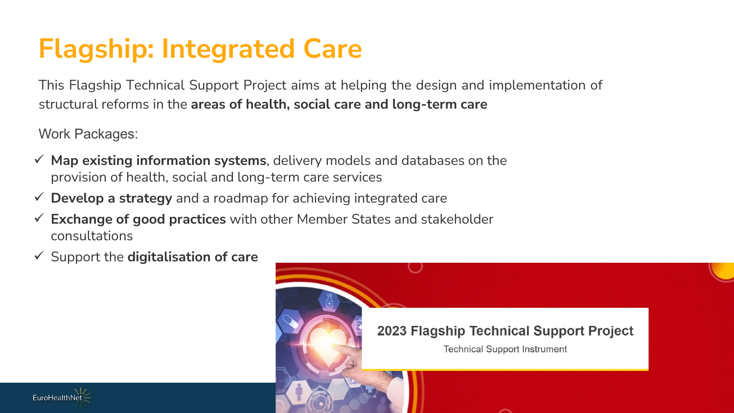# Flagship: Integrated Care

This Flagship Technical Support Project aims at helping the design and implementation of structural reforms in the **areas of health, social care and long-term care**

Work Packages:

- ✓ **Map existing information systems**, delivery models and databases on the provision of health, social and long-term care services
- ✓ **Develop a strategy** and a roadmap for achieving integrated care
- ✓ **Exchange of good practices** with other Member States and stakeholder consultations
- ✓ Support the **digitalisation of care**

2023 Flagship Technical Support Project

Technical Support Instrument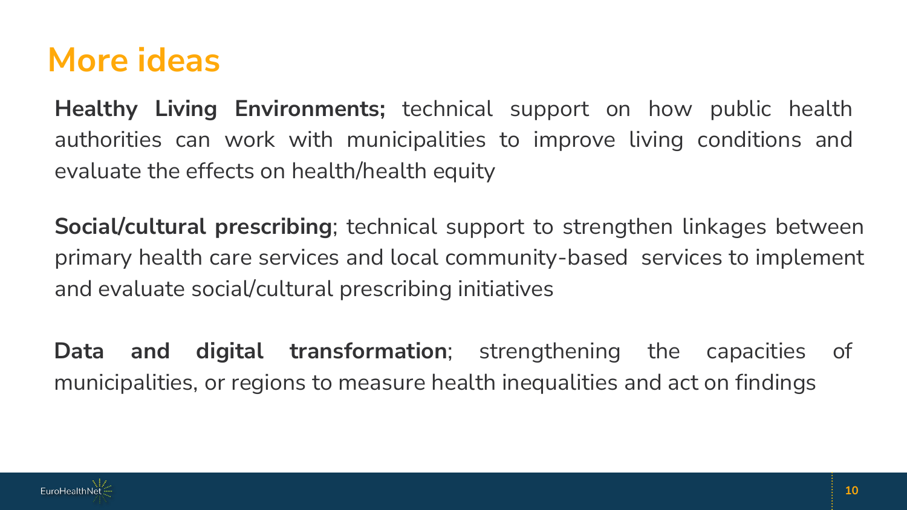# More ideas

**Healthy Living Environments;** technical support on how public health authorities can work with municipalities to improve living conditions and evaluate the effects on health/health equity

**Social/cultural prescribing**; technical support to strengthen linkages between primary health care services and local community-based services to implement and evaluate social/cultural prescribing initiatives

**Data and digital transformation**; strengthening the capacities of municipalities, or regions to measure health inequalities and act on findings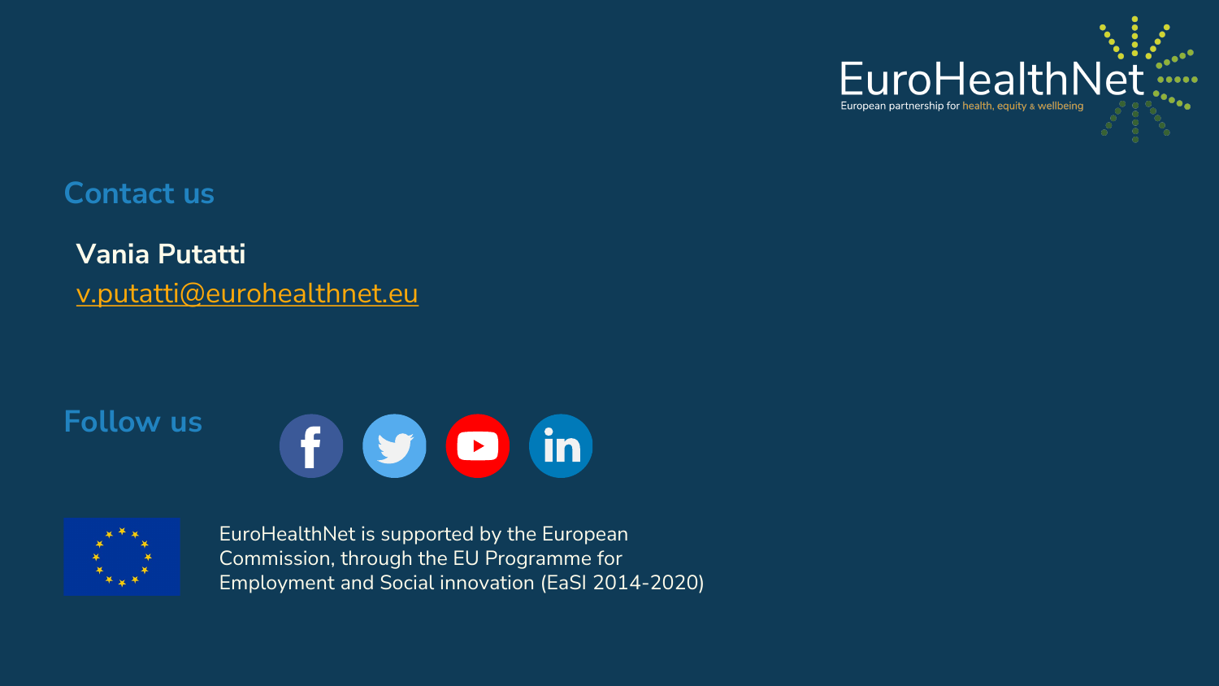EuroHealthNet

European partnership for health, equity & wellbeing

## Contact us

**Vania Putatti**

v.putatti@eurohealthnet.eu

## Follow us

EuroHealthNet is supported by the European Commission, through the EU Programme for Employment and Social innovation (EaSI 2014-2020)